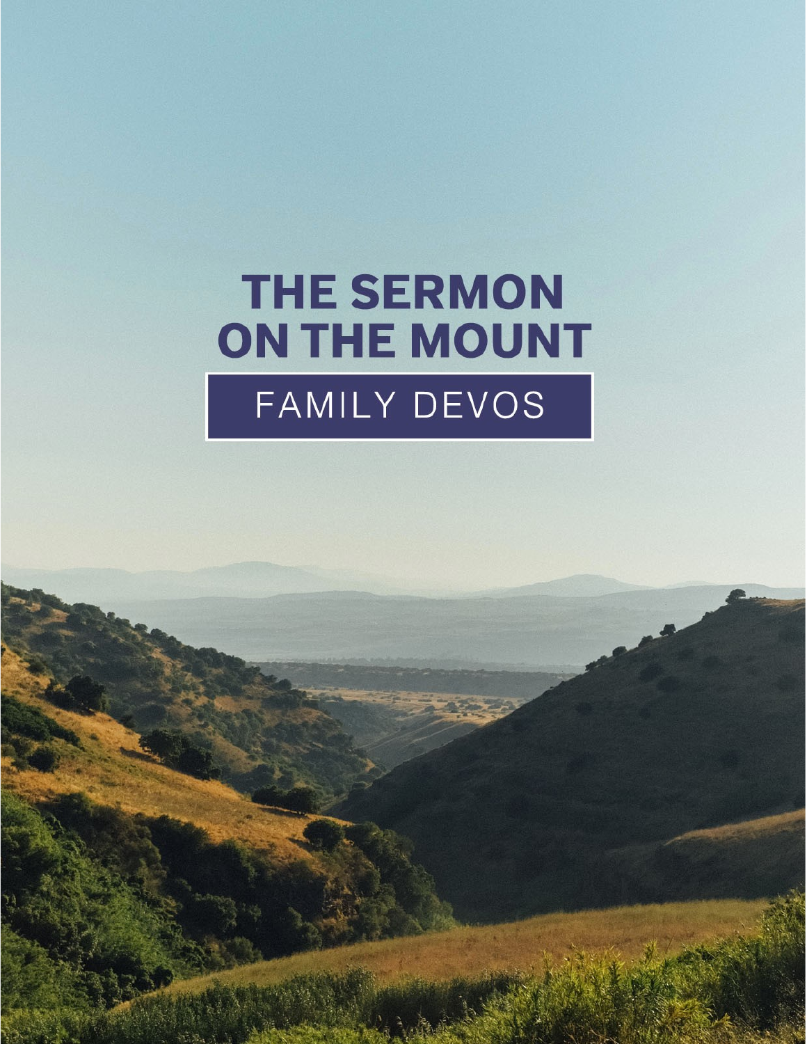# THE SERMON ON THE MOUNT

## FAMILY DEVOS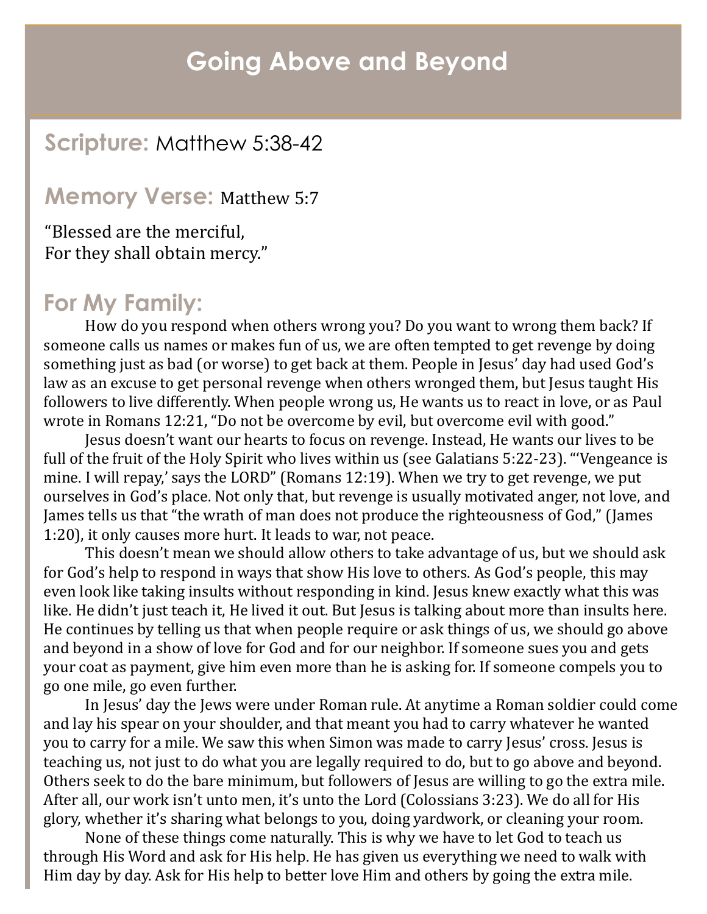# Going Above and Beyond

## Scripture: Matthew 5:38-42

## Memory Verse: Matthew 5:7

"Blessed are the merciful,
For they shall obtain mercy."

## For My Family:

How do you respond when others wrong you? Do you want to wrong them back? If someone calls us names or makes fun of us, we are often tempted to get revenge by doing something just as bad (or worse) to get back at them. People in Jesus' day had used God's law as an excuse to get personal revenge when others wronged them, but Jesus taught His followers to live differently. When people wrong us, He wants us to react in love, or as Paul wrote in Romans 12:21, "Do not be overcome by evil, but overcome evil with good."

Jesus doesn't want our hearts to focus on revenge. Instead, He wants our lives to be full of the fruit of the Holy Spirit who lives within us (see Galatians 5:22-23). "'Vengeance is mine. I will repay,' says the LORD" (Romans 12:19). When we try to get revenge, we put ourselves in God's place. Not only that, but revenge is usually motivated anger, not love, and James tells us that "the wrath of man does not produce the righteousness of God," (James 1:20), it only causes more hurt. It leads to war, not peace.

This doesn't mean we should allow others to take advantage of us, but we should ask for God's help to respond in ways that show His love to others. As God's people, this may even look like taking insults without responding in kind. Jesus knew exactly what this was like. He didn't just teach it, He lived it out. But Jesus is talking about more than insults here. He continues by telling us that when people require or ask things of us, we should go above and beyond in a show of love for God and for our neighbor. If someone sues you and gets your coat as payment, give him even more than he is asking for. If someone compels you to go one mile, go even further.

In Jesus' day the Jews were under Roman rule. At anytime a Roman soldier could come and lay his spear on your shoulder, and that meant you had to carry whatever he wanted you to carry for a mile. We saw this when Simon was made to carry Jesus' cross. Jesus is teaching us, not just to do what you are legally required to do, but to go above and beyond. Others seek to do the bare minimum, but followers of Jesus are willing to go the extra mile. After all, our work isn't unto men, it's unto the Lord (Colossians 3:23). We do all for His glory, whether it's sharing what belongs to you, doing yardwork, or cleaning your room.

None of these things come naturally. This is why we have to let God to teach us through His Word and ask for His help. He has given us everything we need to walk with Him day by day. Ask for His help to better love Him and others by going the extra mile.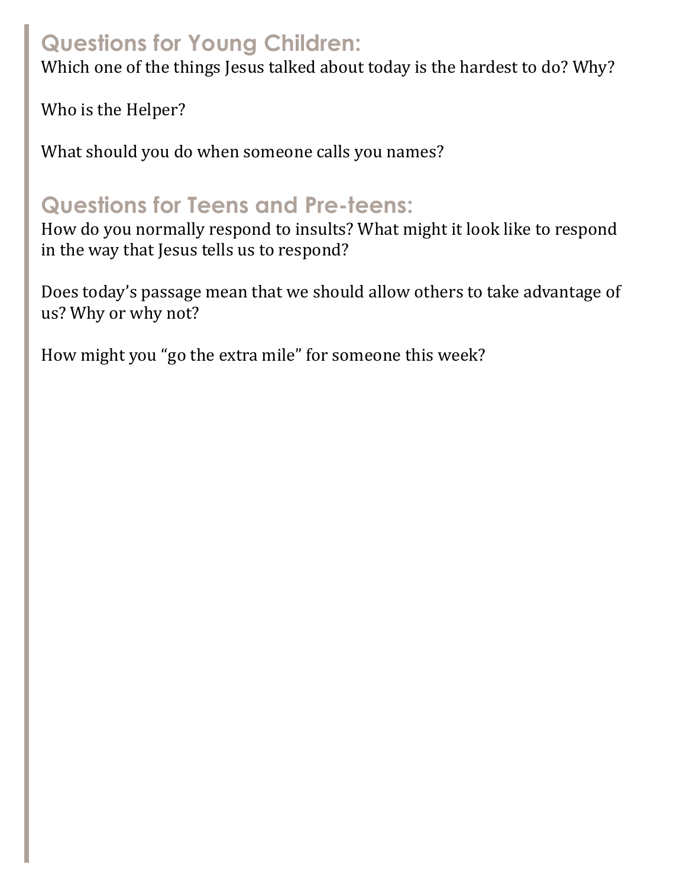## Questions for Young Children:

Which one of the things Jesus talked about today is the hardest to do? Why?

Who is the Helper?

What should you do when someone calls you names?

## Questions for Teens and Pre-teens:

How do you normally respond to insults? What might it look like to respond in the way that Jesus tells us to respond?

Does today's passage mean that we should allow others to take advantage of us? Why or why not?

How might you "go the extra mile" for someone this week?